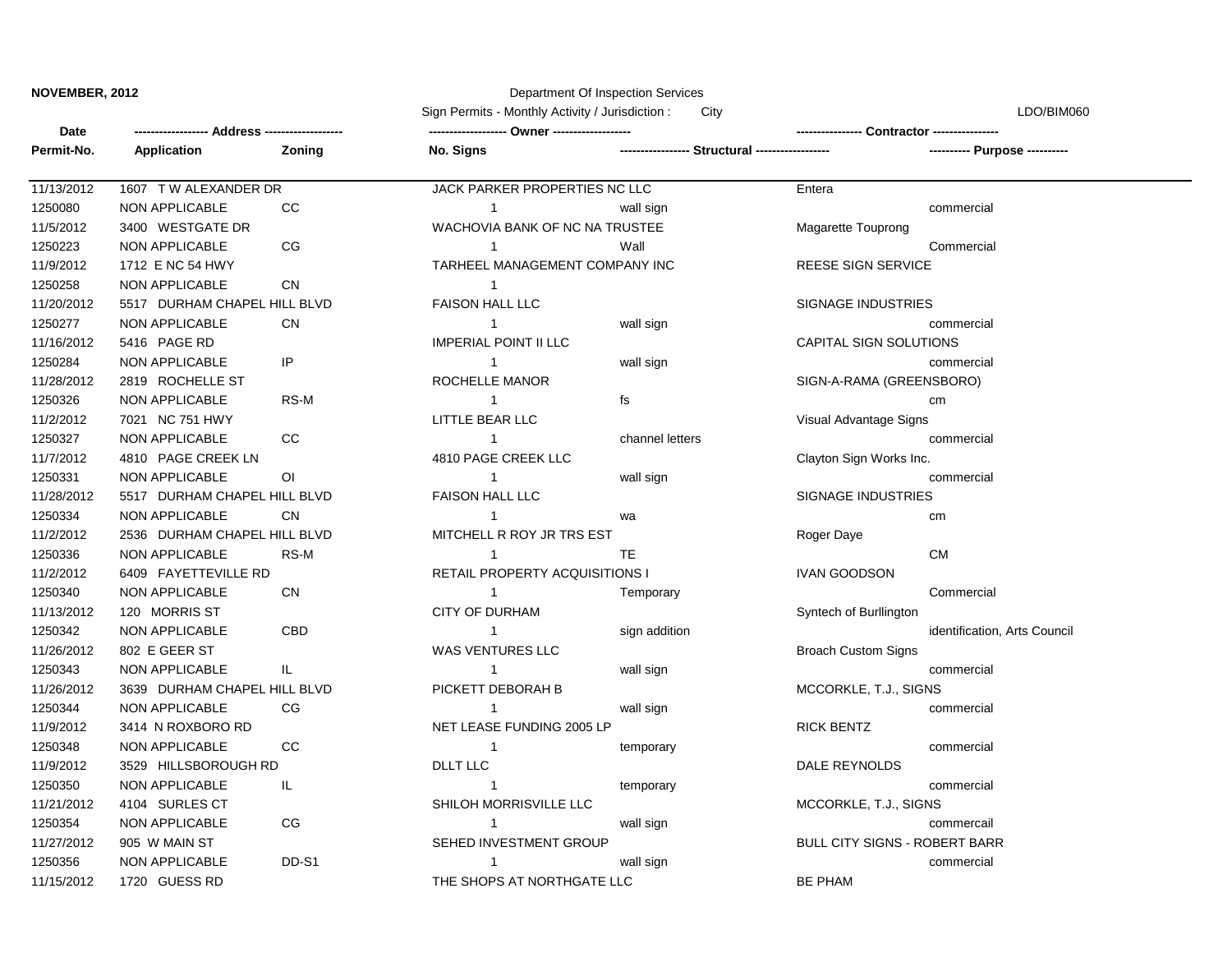**NOVEMBER, 2012**

Department Of Inspection Services

Sign Permits - Monthly Activity / Jurisdiction : City

LDO/BIM060

| Date | ------------------ Address ------------------- | | ------------------- Owner ------------------- | | ---------------- Contractor ---------------- | |
|---|---|---|---|---|---|---|
| Permit-No. | Application | Zoning | No. Signs | ----------------- Structural ------------------ | | ---------- Purpose ---------- |
| 11/13/2012 | 1607 T W ALEXANDER DR | | JACK PARKER PROPERTIES NC LLC | | Entera | |
| 1250080 | NON APPLICABLE | CC | 1 | wall sign | | commercial |
| 11/5/2012 | 3400 WESTGATE DR | | WACHOVIA BANK OF NC NA TRUSTEE | | Magarette Touprong | |
| 1250223 | NON APPLICABLE | CG | 1 | Wall | | Commercial |
| 11/9/2012 | 1712 E NC 54 HWY | | TARHEEL MANAGEMENT COMPANY INC | | REESE SIGN SERVICE | |
| 1250258 | NON APPLICABLE | CN | 1 | | | |
| 11/20/2012 | 5517 DURHAM CHAPEL HILL BLVD | | FAISON HALL LLC | | SIGNAGE INDUSTRIES | |
| 1250277 | NON APPLICABLE | CN | 1 | wall sign | | commercial |
| 11/16/2012 | 5416 PAGE RD | | IMPERIAL POINT II LLC | | CAPITAL SIGN SOLUTIONS | |
| 1250284 | NON APPLICABLE | IP | 1 | wall sign | | commercial |
| 11/28/2012 | 2819 ROCHELLE ST | | ROCHELLE MANOR | | SIGN-A-RAMA (GREENSBORO) | |
| 1250326 | NON APPLICABLE | RS-M | 1 | fs | | cm |
| 11/2/2012 | 7021 NC 751 HWY | | LITTLE BEAR LLC | | Visual Advantage Signs | |
| 1250327 | NON APPLICABLE | CC | 1 | channel letters | | commercial |
| 11/7/2012 | 4810 PAGE CREEK LN | | 4810 PAGE CREEK LLC | | Clayton Sign Works Inc. | |
| 1250331 | NON APPLICABLE | OI | 1 | wall sign | | commercial |
| 11/28/2012 | 5517 DURHAM CHAPEL HILL BLVD | | FAISON HALL LLC | | SIGNAGE INDUSTRIES | |
| 1250334 | NON APPLICABLE | CN | 1 | wa | | cm |
| 11/2/2012 | 2536 DURHAM CHAPEL HILL BLVD | | MITCHELL R ROY JR TRS EST | | Roger Daye | |
| 1250336 | NON APPLICABLE | RS-M | 1 | TE | | CM |
| 11/2/2012 | 6409 FAYETTEVILLE RD | | RETAIL PROPERTY ACQUISITIONS I | | IVAN GOODSON | |
| 1250340 | NON APPLICABLE | CN | 1 | Temporary | | Commercial |
| 11/13/2012 | 120 MORRIS ST | | CITY OF DURHAM | | Syntech of Burllington | |
| 1250342 | NON APPLICABLE | CBD | 1 | sign addition | | identification, Arts Council |
| 11/26/2012 | 802 E GEER ST | | WAS VENTURES LLC | | Broach Custom Signs | |
| 1250343 | NON APPLICABLE | IL | 1 | wall sign | | commercial |
| 11/26/2012 | 3639 DURHAM CHAPEL HILL BLVD | | PICKETT DEBORAH B | | MCCORKLE, T.J., SIGNS | |
| 1250344 | NON APPLICABLE | CG | 1 | wall sign | | commercial |
| 11/9/2012 | 3414 N ROXBORO RD | | NET LEASE FUNDING 2005 LP | | RICK BENTZ | |
| 1250348 | NON APPLICABLE | CC | 1 | temporary | | commercial |
| 11/9/2012 | 3529 HILLSBOROUGH RD | | DLLT LLC | | DALE REYNOLDS | |
| 1250350 | NON APPLICABLE | IL | 1 | temporary | | commercial |
| 11/21/2012 | 4104 SURLES CT | | SHILOH MORRISVILLE LLC | | MCCORKLE, T.J., SIGNS | |
| 1250354 | NON APPLICABLE | CG | 1 | wall sign | | commercail |
| 11/27/2012 | 905 W MAIN ST | | SEHED INVESTMENT GROUP | | BULL CITY SIGNS - ROBERT BARR | |
| 1250356 | NON APPLICABLE | DD-S1 | 1 | wall sign | | commercial |
| 11/15/2012 | 1720 GUESS RD | | THE SHOPS AT NORTHGATE LLC | | BE PHAM | |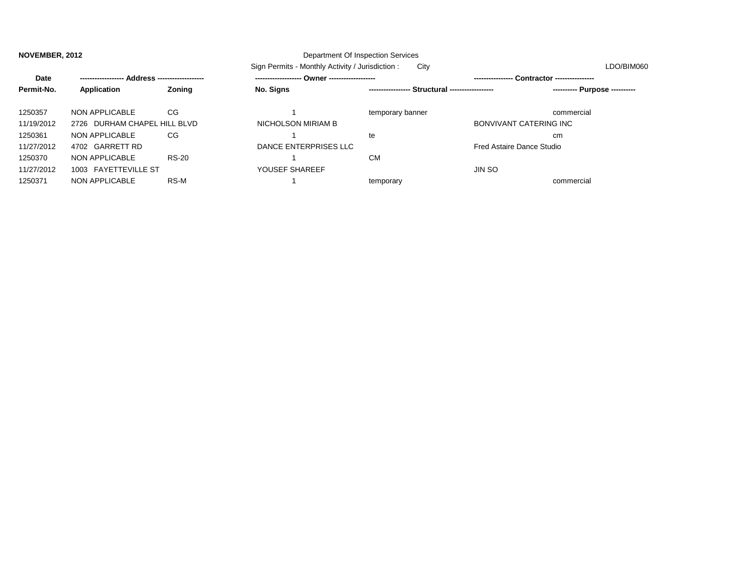**NOVEMBER, 2012**

Department Of Inspection Services

Sign Permits - Monthly Activity / Jurisdiction : City

LDO/BIM060

| Date | ------------------ Address ------------------- | | ------------------- Owner ------------------- | | ---------------- Contractor ---------------- | |
|---|---|---|---|---|---|---|
| Permit-No. | Application | Zoning | No. Signs | ----------------- Structural ------------------ | | ---------- Purpose ---------- |
| 1250357 | NON APPLICABLE | CG | 1 | temporary banner | | commercial |
| 11/19/2012 | 2726 DURHAM CHAPEL HILL BLVD | | NICHOLSON MIRIAM B | | BONVIVANT CATERING INC | |
| 1250361 | NON APPLICABLE | CG | 1 | te | | cm |
| 11/27/2012 | 4702 GARRETT RD | | DANCE ENTERPRISES LLC | | Fred Astaire Dance Studio | |
| 1250370 | NON APPLICABLE | RS-20 | 1 | CM | | |
| 11/27/2012 | 1003 FAYETTEVILLE ST | | YOUSEF SHAREEF | | JIN SO | |
| 1250371 | NON APPLICABLE | RS-M | 1 | temporary | | commercial |